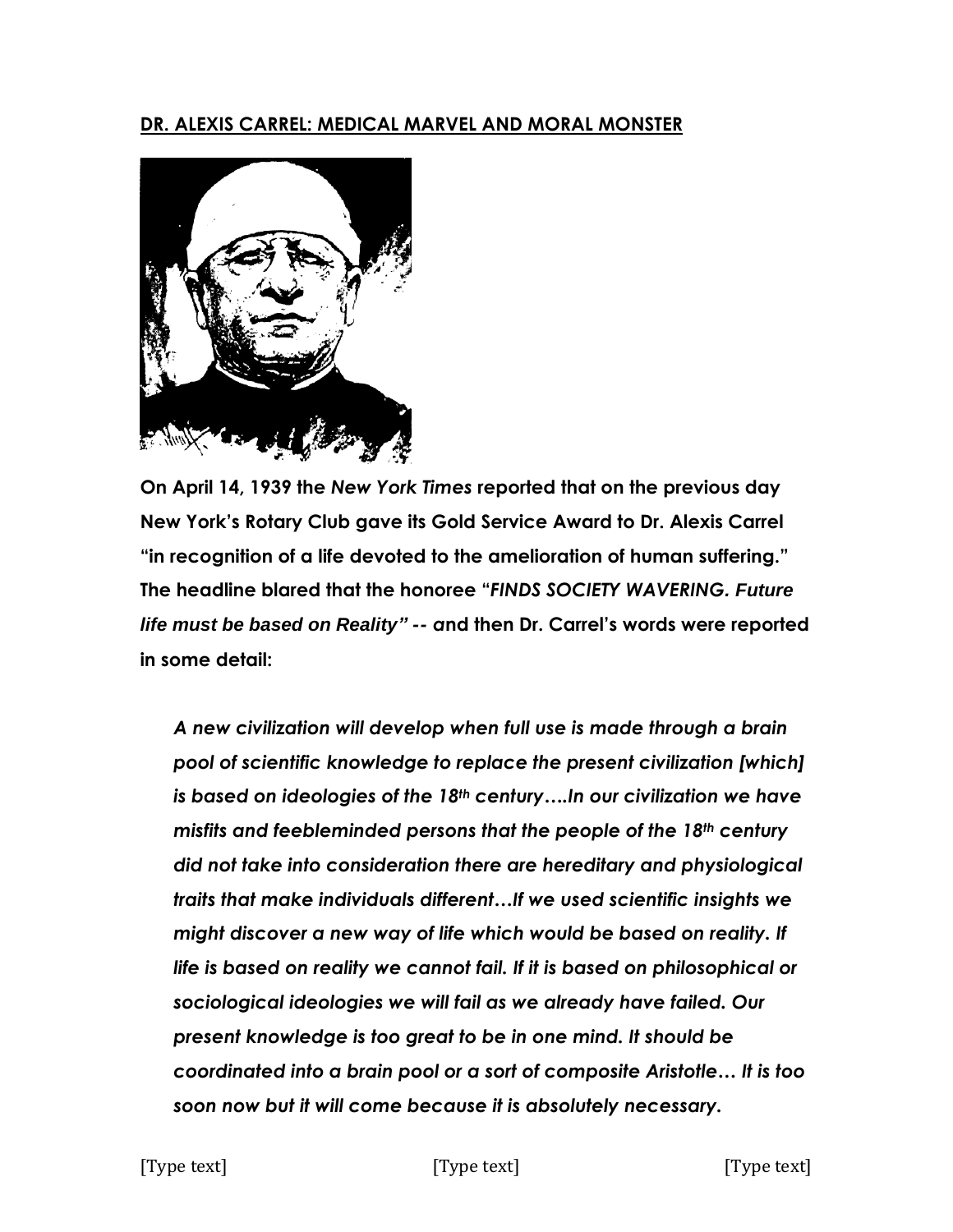**DR. ALEXIS CARREL: MEDICAL MARVEL AND MORAL MONSTER**

**On April 14, 1939 the *New York Times* reported that on the previous day New York's Rotary Club gave its Gold Service Award to Dr. Alexis Carrel "in recognition of a life devoted to the amelioration of human suffering." The headline blared that the honoree *"FINDS SOCIETY WAVERING. Future life must be based on Reality" --* and then Dr. Carrel's words were reported in some detail:**

> ***A new civilization will develop when full use is made through a brain pool of scientific knowledge to replace the present civilization [which] is based on ideologies of the 18th century….In our civilization we have misfits and feebleminded persons that the people of the 18th century did not take into consideration there are hereditary and physiological traits that make individuals different…If we used scientific insights we might discover a new way of life which would be based on reality. If life is based on reality we cannot fail. If it is based on philosophical or sociological ideologies we will fail as we already have failed. Our present knowledge is too great to be in one mind. It should be coordinated into a brain pool or a sort of composite Aristotle… It is too soon now but it will come because it is absolutely necessary.***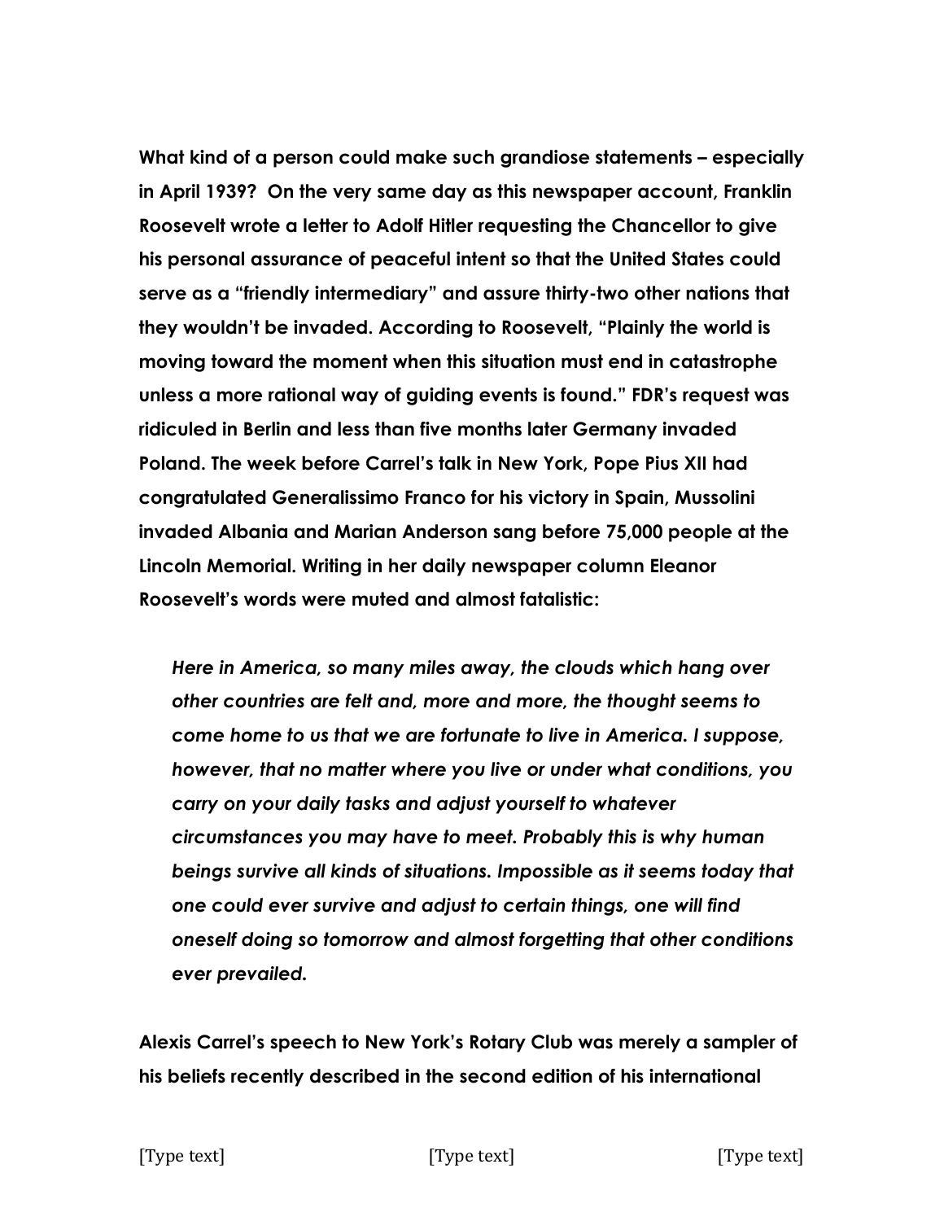**What kind of a person could make such grandiose statements – especially in April 1939? On the very same day as this newspaper account, Franklin Roosevelt wrote a letter to Adolf Hitler requesting the Chancellor to give his personal assurance of peaceful intent so that the United States could serve as a "friendly intermediary" and assure thirty-two other nations that they wouldn't be invaded. According to Roosevelt, "Plainly the world is moving toward the moment when this situation must end in catastrophe unless a more rational way of guiding events is found." FDR's request was ridiculed in Berlin and less than five months later Germany invaded Poland. The week before Carrel's talk in New York, Pope Pius XII had congratulated Generalissimo Franco for his victory in Spain, Mussolini invaded Albania and Marian Anderson sang before 75,000 people at the Lincoln Memorial. Writing in her daily newspaper column Eleanor Roosevelt's words were muted and almost fatalistic:**

> ***Here in America, so many miles away, the clouds which hang over other countries are felt and, more and more, the thought seems to come home to us that we are fortunate to live in America. I suppose, however, that no matter where you live or under what conditions, you carry on your daily tasks and adjust yourself to whatever circumstances you may have to meet. Probably this is why human beings survive all kinds of situations. Impossible as it seems today that one could ever survive and adjust to certain things, one will find oneself doing so tomorrow and almost forgetting that other conditions ever prevailed.***

**Alexis Carrel's speech to New York's Rotary Club was merely a sampler of his beliefs recently described in the second edition of his international**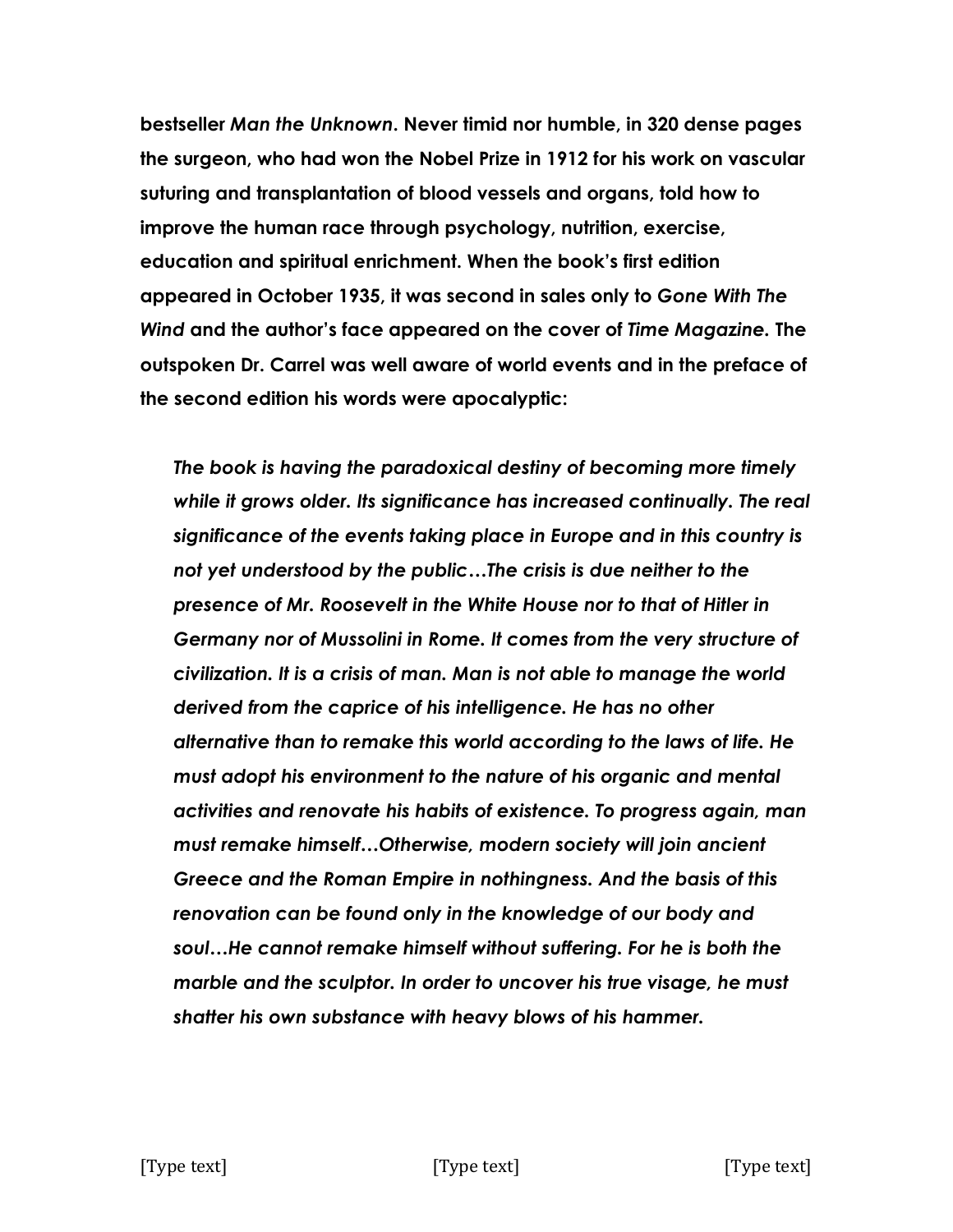**bestseller *Man the Unknown*. Never timid nor humble, in 320 dense pages the surgeon, who had won the Nobel Prize in 1912 for his work on vascular suturing and transplantation of blood vessels and organs, told how to improve the human race through psychology, nutrition, exercise, education and spiritual enrichment. When the book's first edition appeared in October 1935, it was second in sales only to *Gone With The Wind* and the author's face appeared on the cover of *Time Magazine*. The outspoken Dr. Carrel was well aware of world events and in the preface of the second edition his words were apocalyptic:**

> ***The book is having the paradoxical destiny of becoming more timely while it grows older. Its significance has increased continually. The real significance of the events taking place in Europe and in this country is not yet understood by the public…The crisis is due neither to the presence of Mr. Roosevelt in the White House nor to that of Hitler in Germany nor of Mussolini in Rome. It comes from the very structure of civilization. It is a crisis of man. Man is not able to manage the world derived from the caprice of his intelligence. He has no other alternative than to remake this world according to the laws of life. He must adopt his environment to the nature of his organic and mental activities and renovate his habits of existence. To progress again, man must remake himself…Otherwise, modern society will join ancient Greece and the Roman Empire in nothingness. And the basis of this renovation can be found only in the knowledge of our body and soul…He cannot remake himself without suffering. For he is both the marble and the sculptor. In order to uncover his true visage, he must shatter his own substance with heavy blows of his hammer.***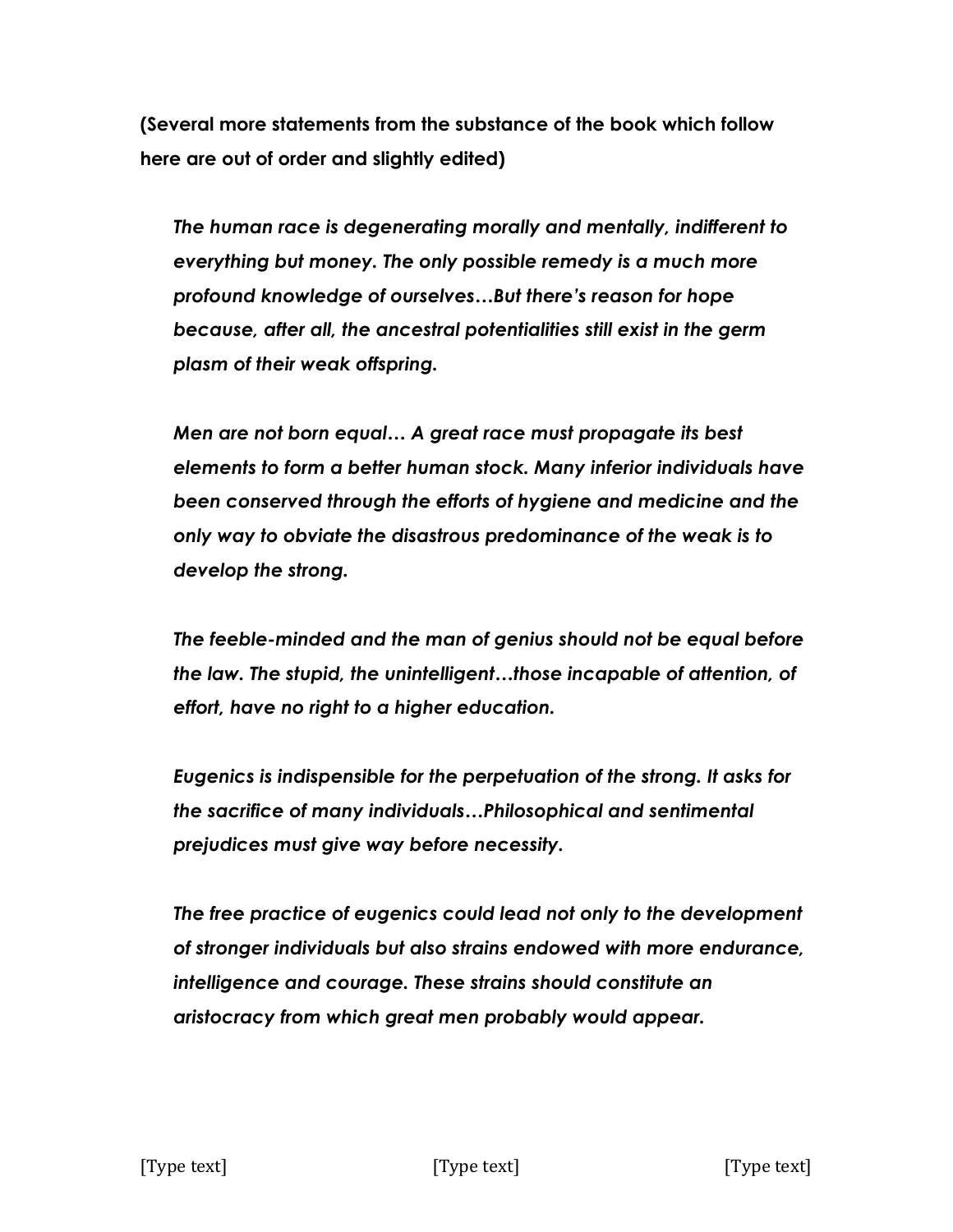**(Several more statements from the substance of the book which follow here are out of order and slightly edited)**

***The human race is degenerating morally and mentally, indifferent to everything but money. The only possible remedy is a much more profound knowledge of ourselves…But there's reason for hope because, after all, the ancestral potentialities still exist in the germ plasm of their weak offspring.***

***Men are not born equal… A great race must propagate its best elements to form a better human stock. Many inferior individuals have been conserved through the efforts of hygiene and medicine and the only way to obviate the disastrous predominance of the weak is to develop the strong.***

***The feeble-minded and the man of genius should not be equal before the law. The stupid, the unintelligent…those incapable of attention, of effort, have no right to a higher education.***

***Eugenics is indispensible for the perpetuation of the strong. It asks for the sacrifice of many individuals…Philosophical and sentimental prejudices must give way before necessity.***

***The free practice of eugenics could lead not only to the development of stronger individuals but also strains endowed with more endurance, intelligence and courage. These strains should constitute an aristocracy from which great men probably would appear.***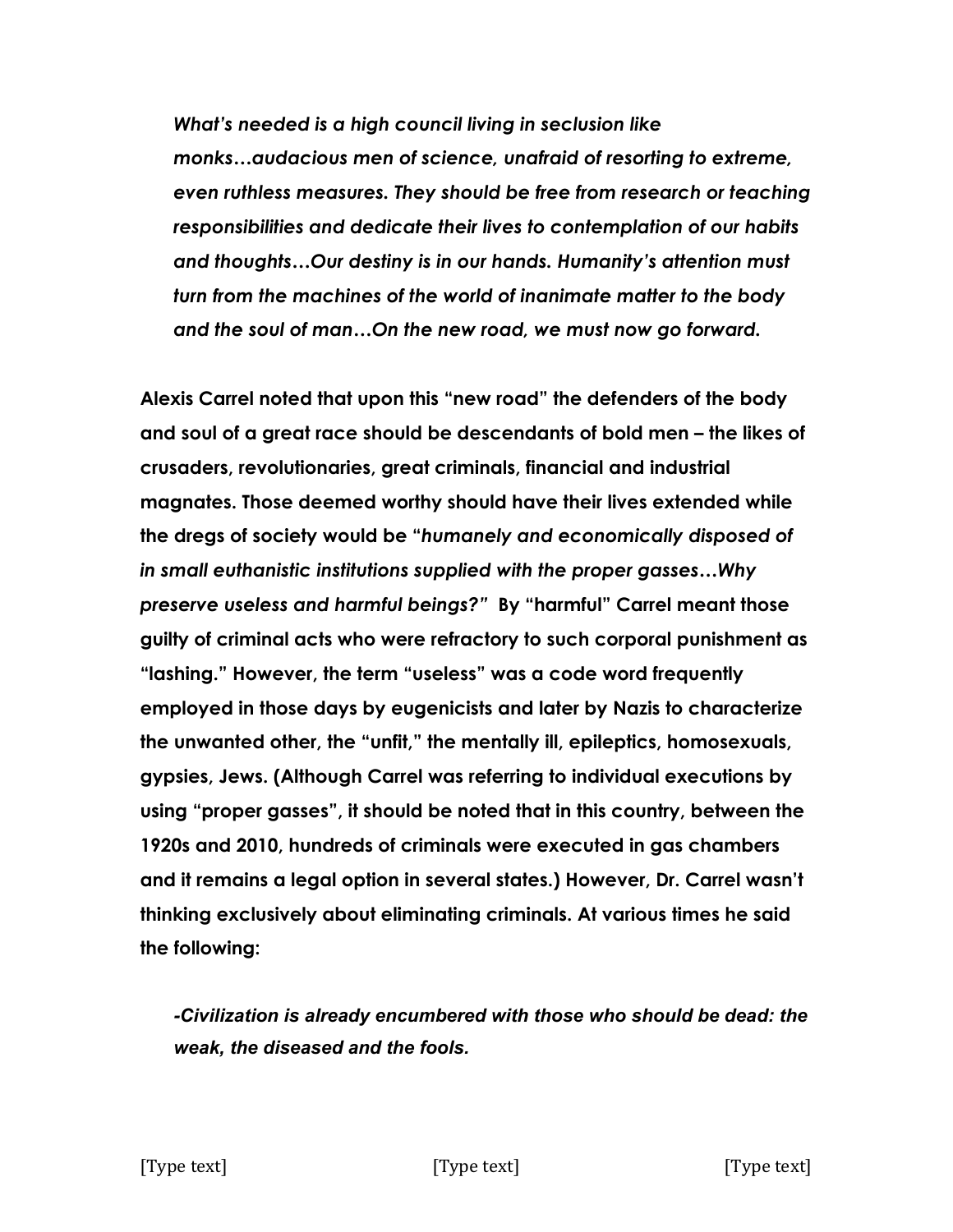*What's needed is a high council living in seclusion like monks…audacious men of science, unafraid of resorting to extreme, even ruthless measures. They should be free from research or teaching responsibilities and dedicate their lives to contemplation of our habits and thoughts…Our destiny is in our hands. Humanity's attention must turn from the machines of the world of inanimate matter to the body and the soul of man…On the new road, we must now go forward.*

**Alexis Carrel noted that upon this "new road" the defenders of the body and soul of a great race should be descendants of bold men – the likes of crusaders, revolutionaries, great criminals, financial and industrial magnates. Those deemed worthy should have their lives extended while the dregs of society would be "*humanely and economically disposed of in small euthanistic institutions supplied with the proper gasses…Why preserve useless and harmful beings?"* By "harmful" Carrel meant those guilty of criminal acts who were refractory to such corporal punishment as "lashing." However, the term "useless" was a code word frequently employed in those days by eugenicists and later by Nazis to characterize the unwanted other, the "unfit," the mentally ill, epileptics, homosexuals, gypsies, Jews. (Although Carrel was referring to individual executions by using "proper gasses", it should be noted that in this country, between the 1920s and 2010, hundreds of criminals were executed in gas chambers and it remains a legal option in several states.) However, Dr. Carrel wasn't thinking exclusively about eliminating criminals. At various times he said the following:**

*-Civilization is already encumbered with those who should be dead: the weak, the diseased and the fools.*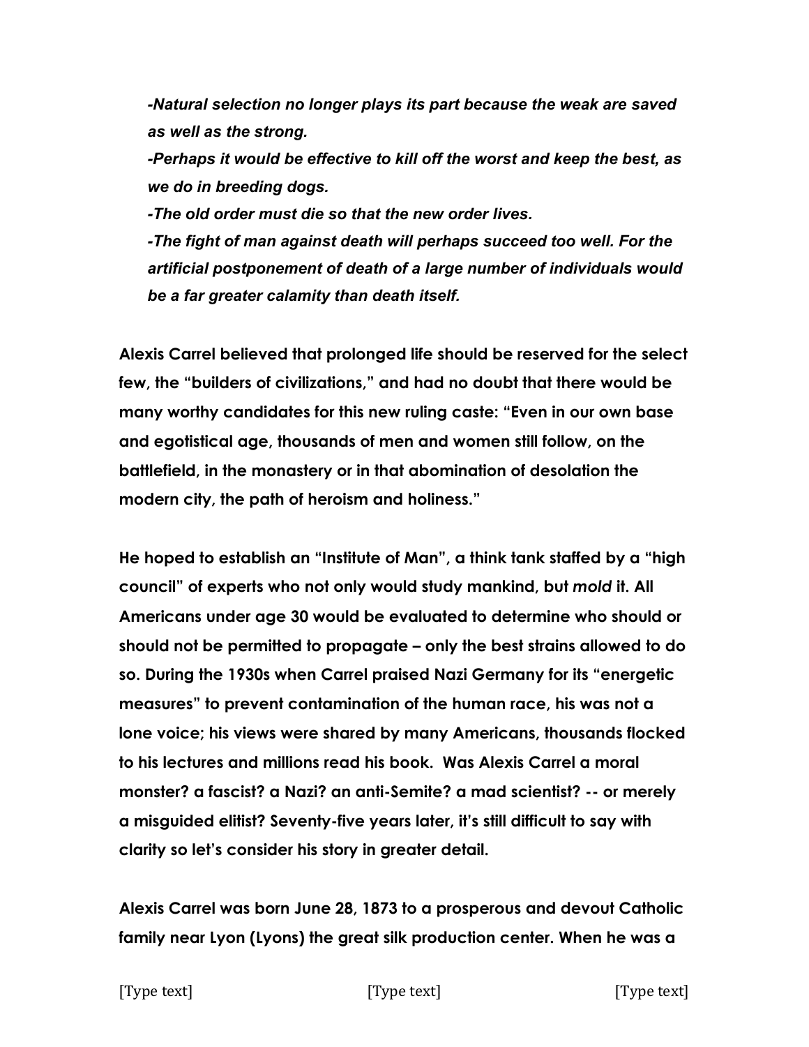*-Natural selection no longer plays its part because the weak are saved as well as the strong.*

*-Perhaps it would be effective to kill off the worst and keep the best, as we do in breeding dogs.*

*-The old order must die so that the new order lives.*

*-The fight of man against death will perhaps succeed too well. For the artificial postponement of death of a large number of individuals would be a far greater calamity than death itself.*

**Alexis Carrel believed that prolonged life should be reserved for the select few, the "builders of civilizations," and had no doubt that there would be many worthy candidates for this new ruling caste: "Even in our own base and egotistical age, thousands of men and women still follow, on the battlefield, in the monastery or in that abomination of desolation the modern city, the path of heroism and holiness."**

**He hoped to establish an "Institute of Man", a think tank staffed by a "high council" of experts who not only would study mankind, but *mold* it. All Americans under age 30 would be evaluated to determine who should or should not be permitted to propagate – only the best strains allowed to do so. During the 1930s when Carrel praised Nazi Germany for its "energetic measures" to prevent contamination of the human race, his was not a lone voice; his views were shared by many Americans, thousands flocked to his lectures and millions read his book. Was Alexis Carrel a moral monster? a fascist? a Nazi? an anti-Semite? a mad scientist? -- or merely a misguided elitist? Seventy-five years later, it's still difficult to say with clarity so let's consider his story in greater detail.**

**Alexis Carrel was born June 28, 1873 to a prosperous and devout Catholic family near Lyon (Lyons) the great silk production center. When he was a**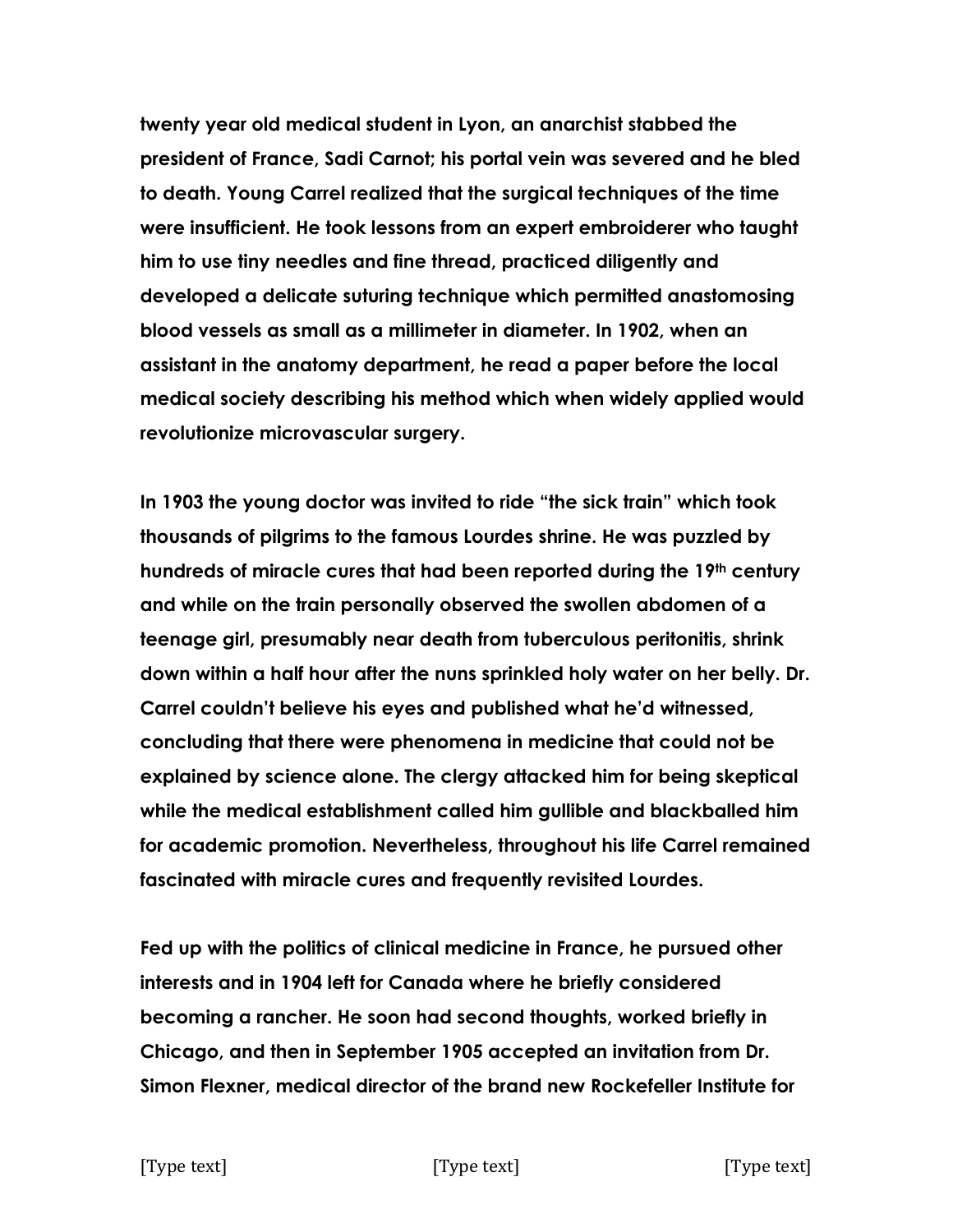twenty year old medical student in Lyon, an anarchist stabbed the president of France, Sadi Carnot; his portal vein was severed and he bled to death. Young Carrel realized that the surgical techniques of the time were insufficient. He took lessons from an expert embroiderer who taught him to use tiny needles and fine thread, practiced diligently and developed a delicate suturing technique which permitted anastomosing blood vessels as small as a millimeter in diameter. In 1902, when an assistant in the anatomy department, he read a paper before the local medical society describing his method which when widely applied would revolutionize microvascular surgery.

In 1903 the young doctor was invited to ride "the sick train" which took thousands of pilgrims to the famous Lourdes shrine. He was puzzled by hundreds of miracle cures that had been reported during the 19th century and while on the train personally observed the swollen abdomen of a teenage girl, presumably near death from tuberculous peritonitis, shrink down within a half hour after the nuns sprinkled holy water on her belly. Dr. Carrel couldn't believe his eyes and published what he'd witnessed, concluding that there were phenomena in medicine that could not be explained by science alone. The clergy attacked him for being skeptical while the medical establishment called him gullible and blackballed him for academic promotion. Nevertheless, throughout his life Carrel remained fascinated with miracle cures and frequently revisited Lourdes.

Fed up with the politics of clinical medicine in France, he pursued other interests and in 1904 left for Canada where he briefly considered becoming a rancher. He soon had second thoughts, worked briefly in Chicago, and then in September 1905 accepted an invitation from Dr. Simon Flexner, medical director of the brand new Rockefeller Institute for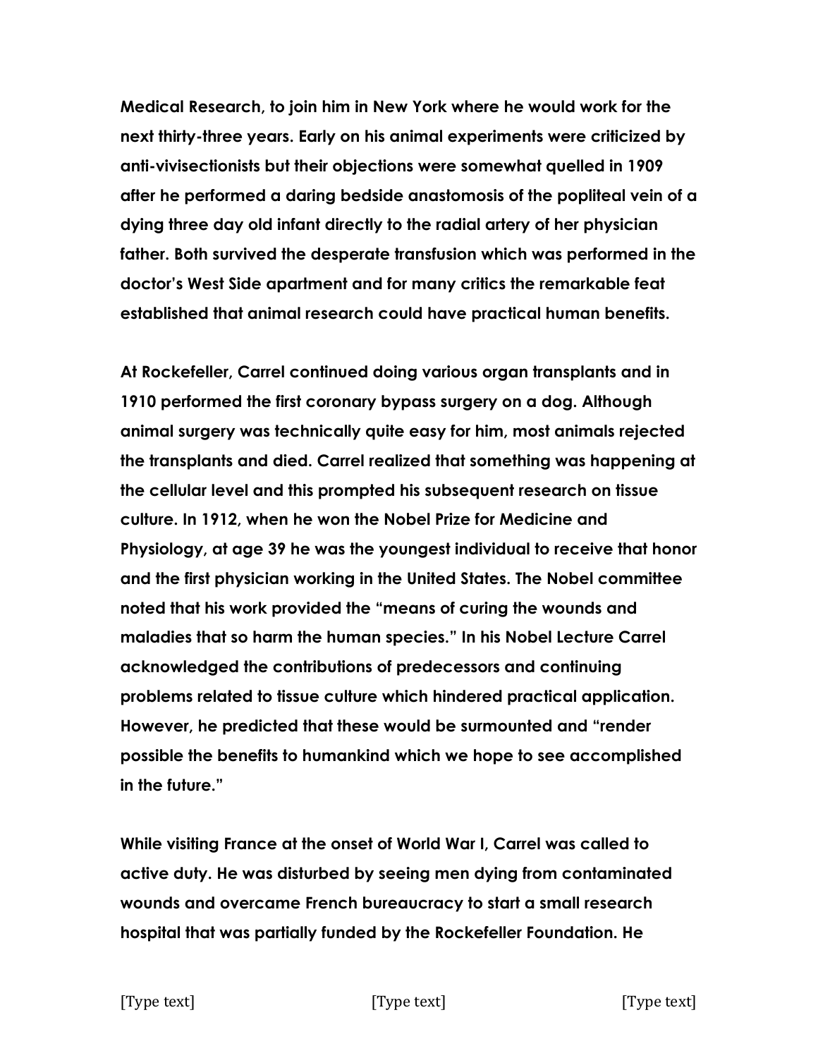**Medical Research, to join him in New York where he would work for the next thirty-three years. Early on his animal experiments were criticized by anti-vivisectionists but their objections were somewhat quelled in 1909 after he performed a daring bedside anastomosis of the popliteal vein of a dying three day old infant directly to the radial artery of her physician father. Both survived the desperate transfusion which was performed in the doctor's West Side apartment and for many critics the remarkable feat established that animal research could have practical human benefits.**

**At Rockefeller, Carrel continued doing various organ transplants and in 1910 performed the first coronary bypass surgery on a dog. Although animal surgery was technically quite easy for him, most animals rejected the transplants and died. Carrel realized that something was happening at the cellular level and this prompted his subsequent research on tissue culture. In 1912, when he won the Nobel Prize for Medicine and Physiology, at age 39 he was the youngest individual to receive that honor and the first physician working in the United States. The Nobel committee noted that his work provided the "means of curing the wounds and maladies that so harm the human species." In his Nobel Lecture Carrel acknowledged the contributions of predecessors and continuing problems related to tissue culture which hindered practical application. However, he predicted that these would be surmounted and "render possible the benefits to humankind which we hope to see accomplished in the future."**

**While visiting France at the onset of World War I, Carrel was called to active duty. He was disturbed by seeing men dying from contaminated wounds and overcame French bureaucracy to start a small research hospital that was partially funded by the Rockefeller Foundation. He**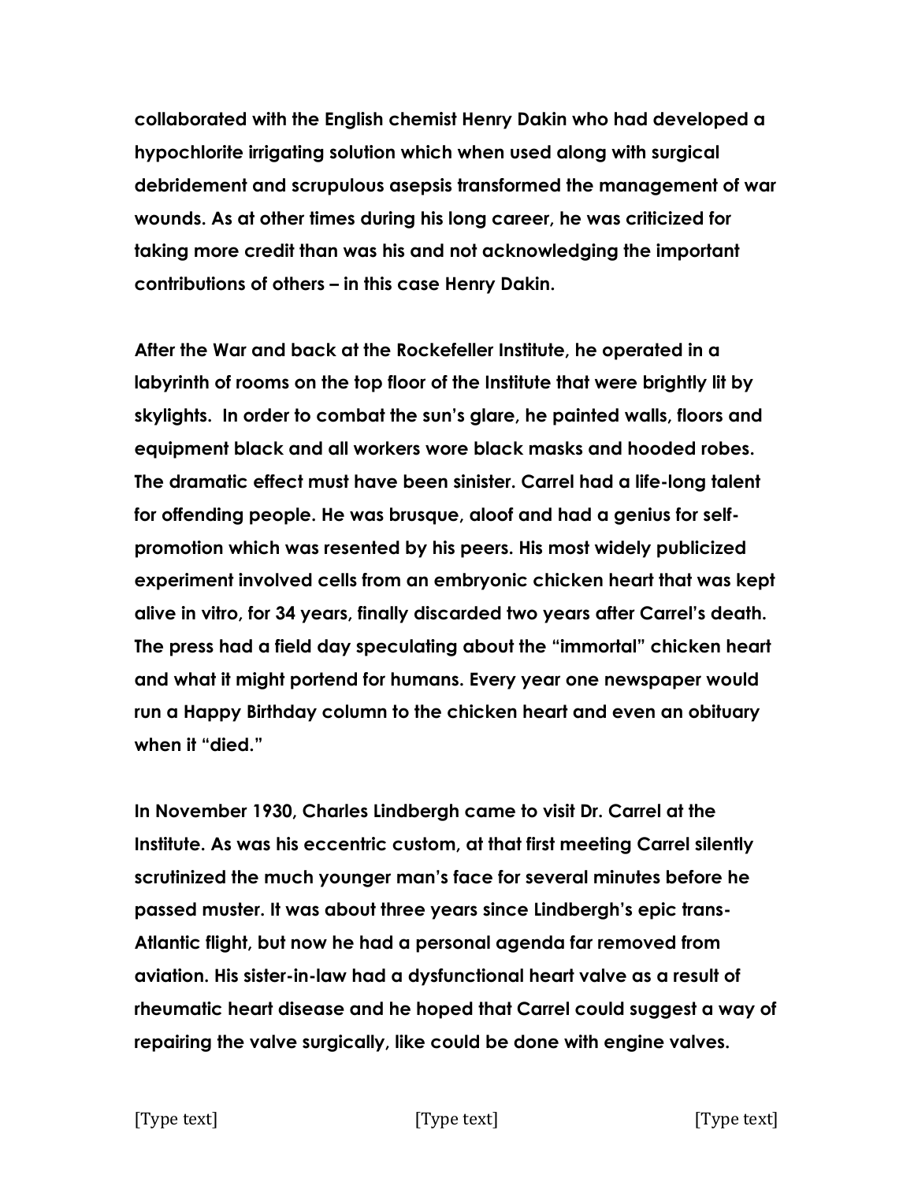**collaborated with the English chemist Henry Dakin who had developed a hypochlorite irrigating solution which when used along with surgical debridement and scrupulous asepsis transformed the management of war wounds. As at other times during his long career, he was criticized for taking more credit than was his and not acknowledging the important contributions of others – in this case Henry Dakin.**

**After the War and back at the Rockefeller Institute, he operated in a labyrinth of rooms on the top floor of the Institute that were brightly lit by skylights. In order to combat the sun's glare, he painted walls, floors and equipment black and all workers wore black masks and hooded robes. The dramatic effect must have been sinister. Carrel had a life-long talent for offending people. He was brusque, aloof and had a genius for self-promotion which was resented by his peers. His most widely publicized experiment involved cells from an embryonic chicken heart that was kept alive in vitro, for 34 years, finally discarded two years after Carrel's death. The press had a field day speculating about the "immortal" chicken heart and what it might portend for humans. Every year one newspaper would run a Happy Birthday column to the chicken heart and even an obituary when it "died."**

**In November 1930, Charles Lindbergh came to visit Dr. Carrel at the Institute. As was his eccentric custom, at that first meeting Carrel silently scrutinized the much younger man's face for several minutes before he passed muster. It was about three years since Lindbergh's epic trans-Atlantic flight, but now he had a personal agenda far removed from aviation. His sister-in-law had a dysfunctional heart valve as a result of rheumatic heart disease and he hoped that Carrel could suggest a way of repairing the valve surgically, like could be done with engine valves.**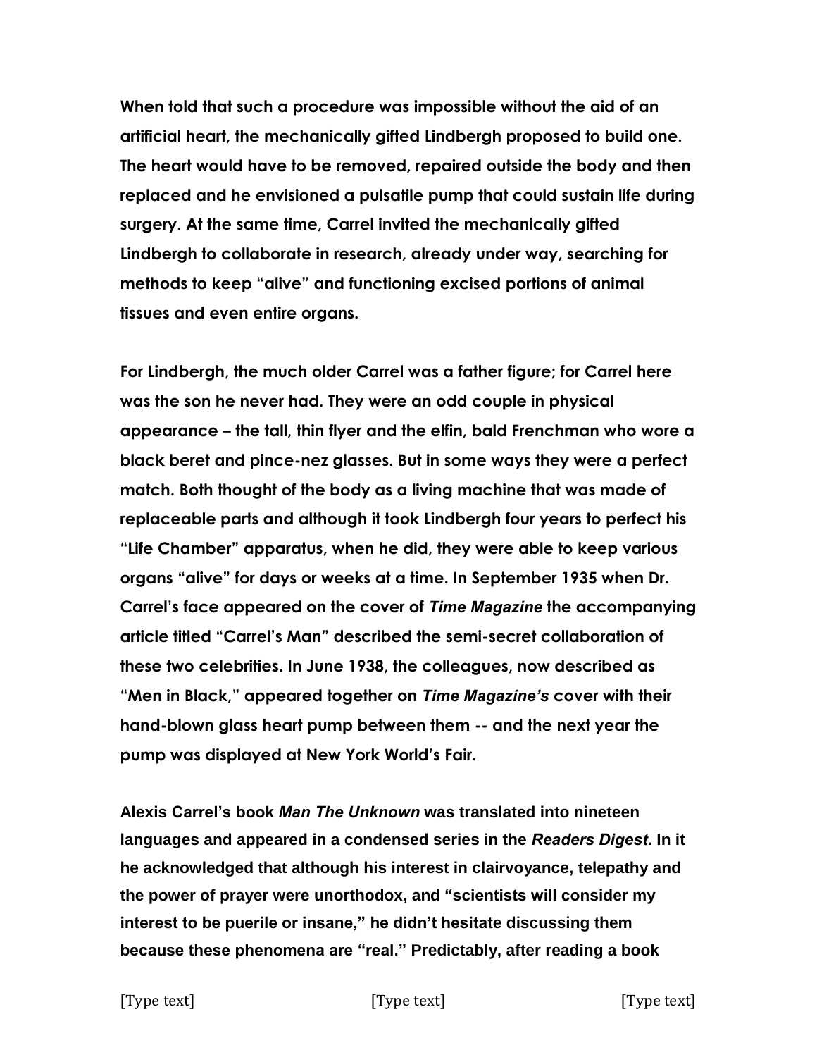**When told that such a procedure was impossible without the aid of an artificial heart, the mechanically gifted Lindbergh proposed to build one. The heart would have to be removed, repaired outside the body and then replaced and he envisioned a pulsatile pump that could sustain life during surgery. At the same time, Carrel invited the mechanically gifted Lindbergh to collaborate in research, already under way, searching for methods to keep "alive" and functioning excised portions of animal tissues and even entire organs.**

**For Lindbergh, the much older Carrel was a father figure; for Carrel here was the son he never had. They were an odd couple in physical appearance – the tall, thin flyer and the elfin, bald Frenchman who wore a black beret and pince-nez glasses. But in some ways they were a perfect match. Both thought of the body as a living machine that was made of replaceable parts and although it took Lindbergh four years to perfect his "Life Chamber" apparatus, when he did, they were able to keep various organs "alive" for days or weeks at a time. In September 1935 when Dr. Carrel's face appeared on the cover of *Time Magazine* the accompanying article titled "Carrel's Man" described the semi-secret collaboration of these two celebrities. In June 1938, the colleagues, now described as "Men in Black," appeared together on *Time Magazine's* cover with their hand-blown glass heart pump between them -- and the next year the pump was displayed at New York World's Fair.**

**Alexis Carrel's book *Man The Unknown* was translated into nineteen languages and appeared in a condensed series in the *Readers Digest*. In it he acknowledged that although his interest in clairvoyance, telepathy and the power of prayer were unorthodox, and "scientists will consider my interest to be puerile or insane," he didn't hesitate discussing them because these phenomena are "real." Predictably, after reading a book**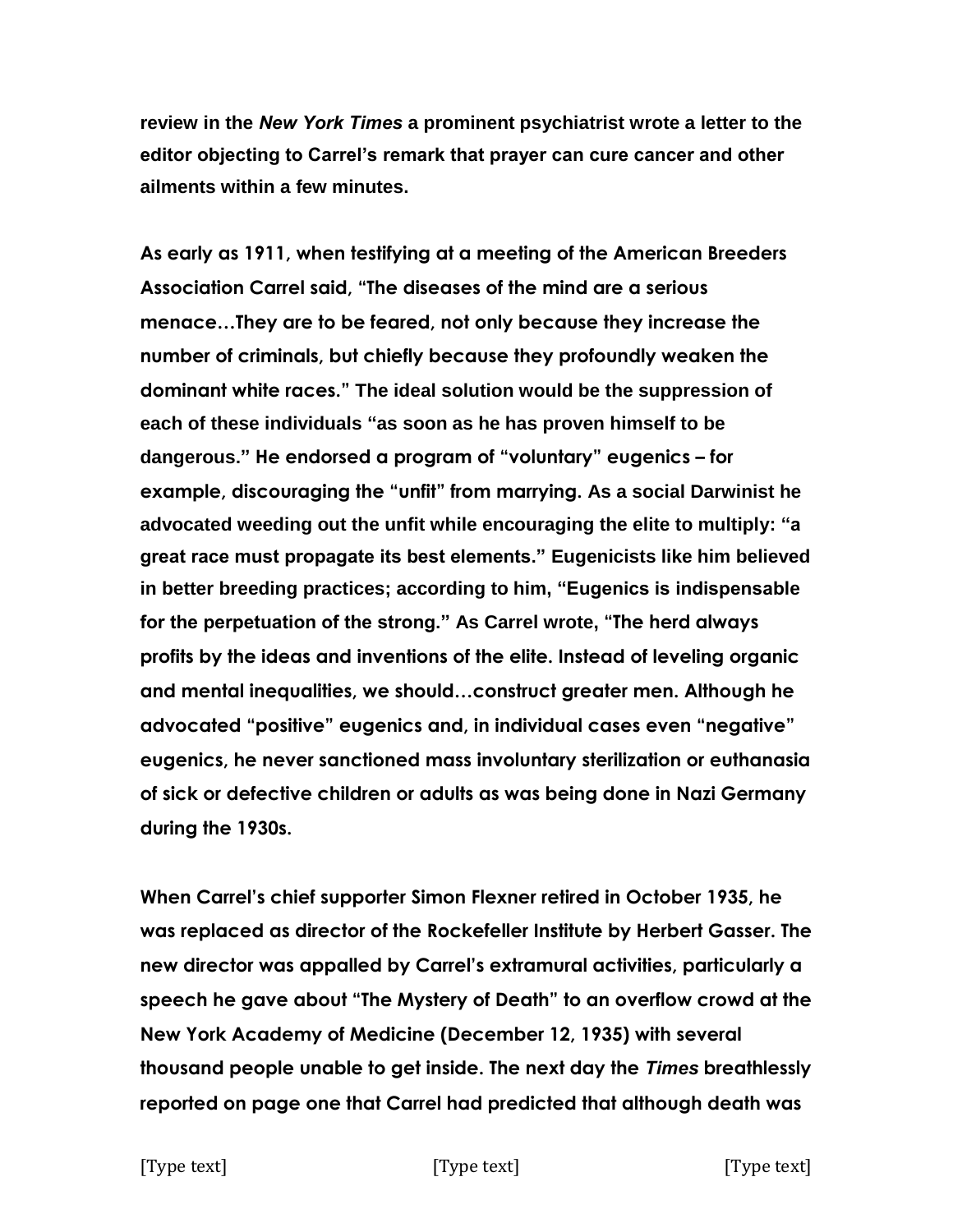review in the *New York Times* a prominent psychiatrist wrote a letter to the editor objecting to Carrel's remark that prayer can cure cancer and other ailments within a few minutes.

As early as 1911, when testifying at a meeting of the American Breeders Association Carrel said, "The diseases of the mind are a serious menace…They are to be feared, not only because they increase the number of criminals, but chiefly because they profoundly weaken the dominant white races." The ideal solution would be the suppression of each of these individuals "as soon as he has proven himself to be dangerous." He endorsed a program of "voluntary" eugenics – for example, discouraging the "unfit" from marrying. As a social Darwinist he advocated weeding out the unfit while encouraging the elite to multiply: "a great race must propagate its best elements." Eugenicists like him believed in better breeding practices; according to him, "Eugenics is indispensable for the perpetuation of the strong." As Carrel wrote, "The herd always profits by the ideas and inventions of the elite. Instead of leveling organic and mental inequalities, we should…construct greater men. Although he advocated "positive" eugenics and, in individual cases even "negative" eugenics, he never sanctioned mass involuntary sterilization or euthanasia of sick or defective children or adults as was being done in Nazi Germany during the 1930s.

When Carrel's chief supporter Simon Flexner retired in October 1935, he was replaced as director of the Rockefeller Institute by Herbert Gasser. The new director was appalled by Carrel's extramural activities, particularly a speech he gave about "The Mystery of Death" to an overflow crowd at the New York Academy of Medicine (December 12, 1935) with several thousand people unable to get inside. The next day the *Times* breathlessly reported on page one that Carrel had predicted that although death was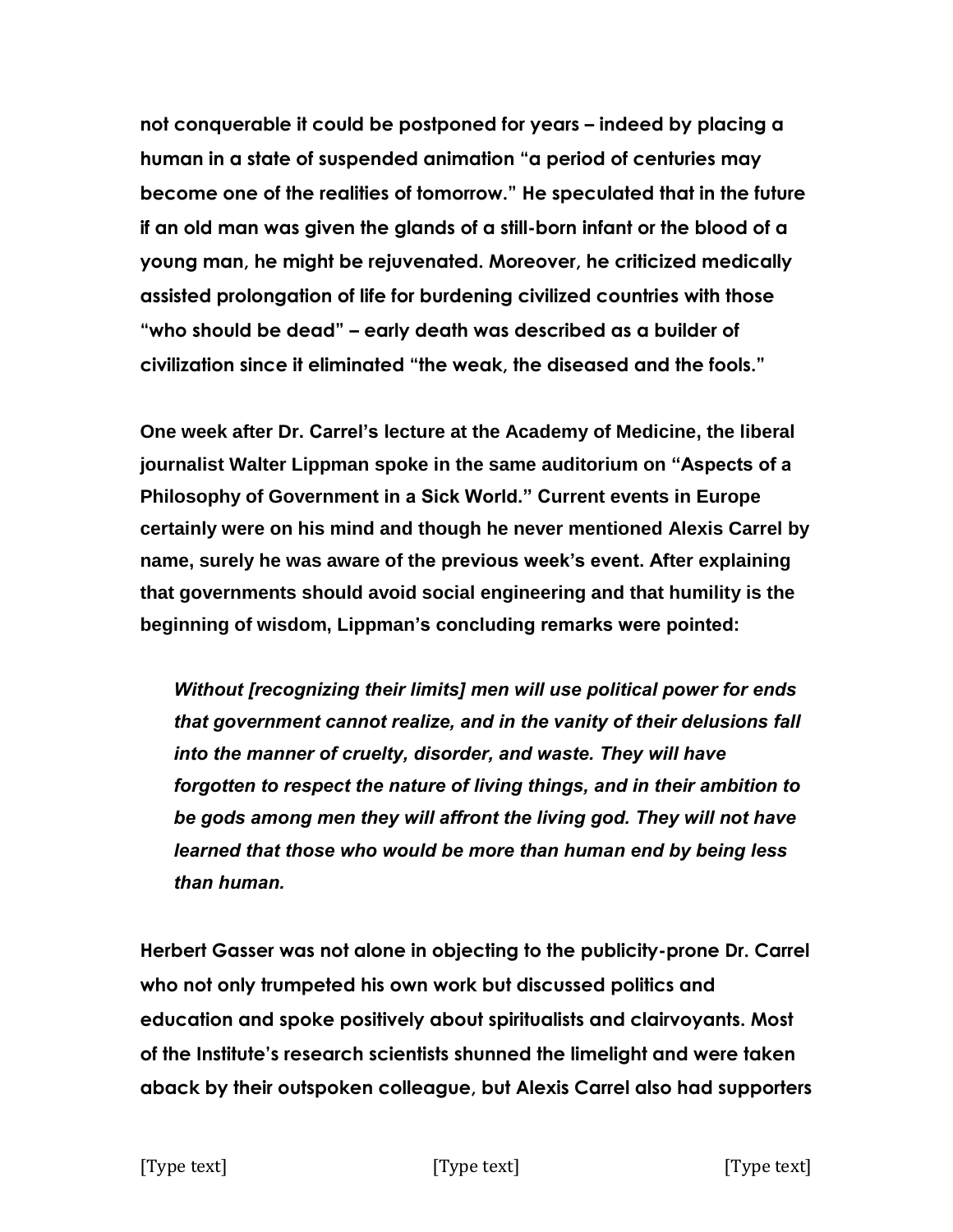**not conquerable it could be postponed for years – indeed by placing a human in a state of suspended animation "a period of centuries may become one of the realities of tomorrow." He speculated that in the future if an old man was given the glands of a still-born infant or the blood of a young man, he might be rejuvenated. Moreover, he criticized medically assisted prolongation of life for burdening civilized countries with those "who should be dead" – early death was described as a builder of civilization since it eliminated "the weak, the diseased and the fools."**

**One week after Dr. Carrel's lecture at the Academy of Medicine, the liberal journalist Walter Lippman spoke in the same auditorium on "Aspects of a Philosophy of Government in a Sick World." Current events in Europe certainly were on his mind and though he never mentioned Alexis Carrel by name, surely he was aware of the previous week's event. After explaining that governments should avoid social engineering and that humility is the beginning of wisdom, Lippman's concluding remarks were pointed:**

> ***Without [recognizing their limits] men will use political power for ends that government cannot realize, and in the vanity of their delusions fall into the manner of cruelty, disorder, and waste. They will have forgotten to respect the nature of living things, and in their ambition to be gods among men they will affront the living god. They will not have learned that those who would be more than human end by being less than human.***

**Herbert Gasser was not alone in objecting to the publicity-prone Dr. Carrel who not only trumpeted his own work but discussed politics and education and spoke positively about spiritualists and clairvoyants. Most of the Institute's research scientists shunned the limelight and were taken aback by their outspoken colleague, but Alexis Carrel also had supporters**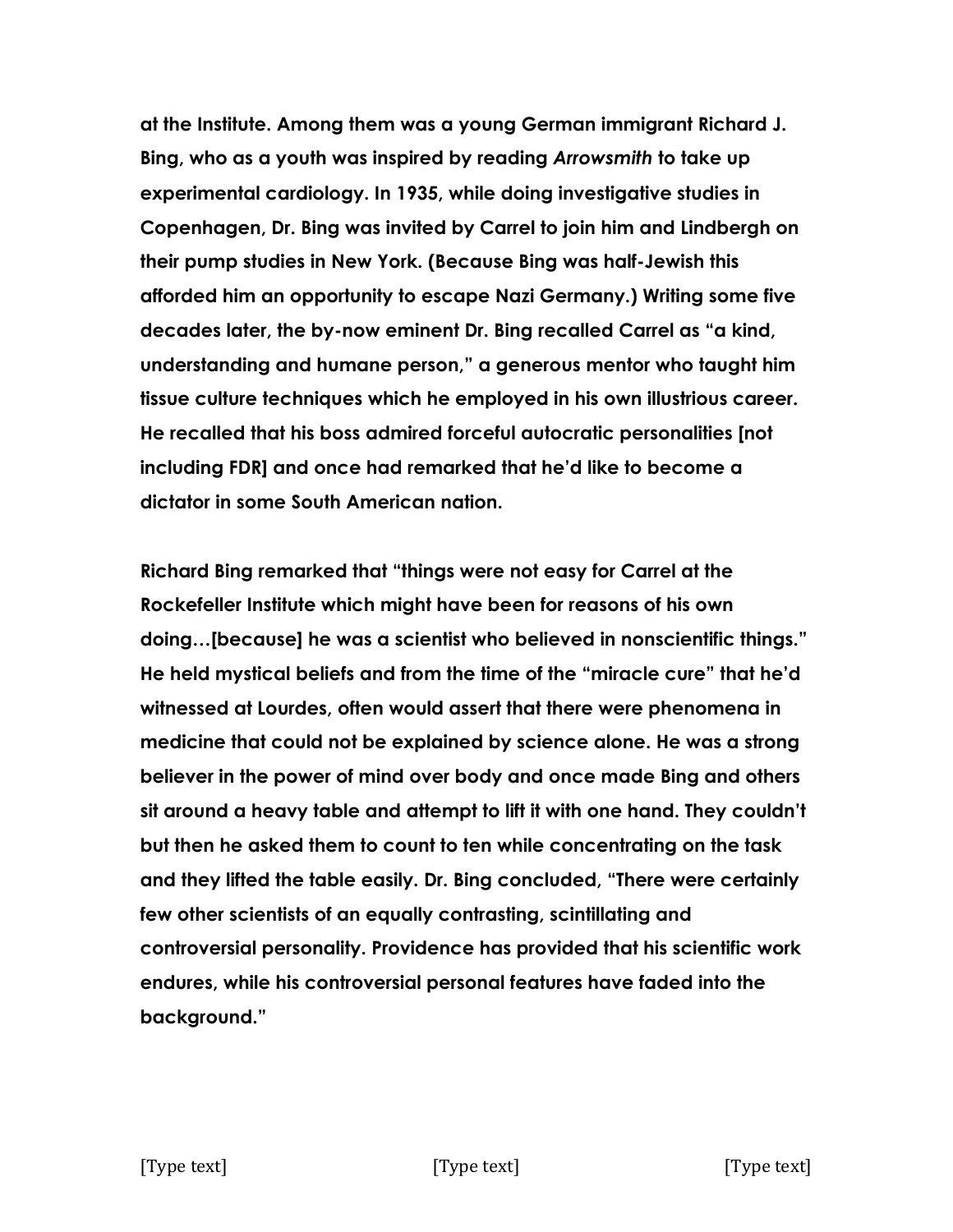**at the Institute. Among them was a young German immigrant Richard J. Bing, who as a youth was inspired by reading *Arrowsmith* to take up experimental cardiology. In 1935, while doing investigative studies in Copenhagen, Dr. Bing was invited by Carrel to join him and Lindbergh on their pump studies in New York. (Because Bing was half-Jewish this afforded him an opportunity to escape Nazi Germany.) Writing some five decades later, the by-now eminent Dr. Bing recalled Carrel as "a kind, understanding and humane person," a generous mentor who taught him tissue culture techniques which he employed in his own illustrious career. He recalled that his boss admired forceful autocratic personalities [not including FDR] and once had remarked that he'd like to become a dictator in some South American nation.**

**Richard Bing remarked that "things were not easy for Carrel at the Rockefeller Institute which might have been for reasons of his own doing…[because] he was a scientist who believed in nonscientific things." He held mystical beliefs and from the time of the "miracle cure" that he'd witnessed at Lourdes, often would assert that there were phenomena in medicine that could not be explained by science alone. He was a strong believer in the power of mind over body and once made Bing and others sit around a heavy table and attempt to lift it with one hand. They couldn't but then he asked them to count to ten while concentrating on the task and they lifted the table easily. Dr. Bing concluded, "There were certainly few other scientists of an equally contrasting, scintillating and controversial personality. Providence has provided that his scientific work endures, while his controversial personal features have faded into the background."**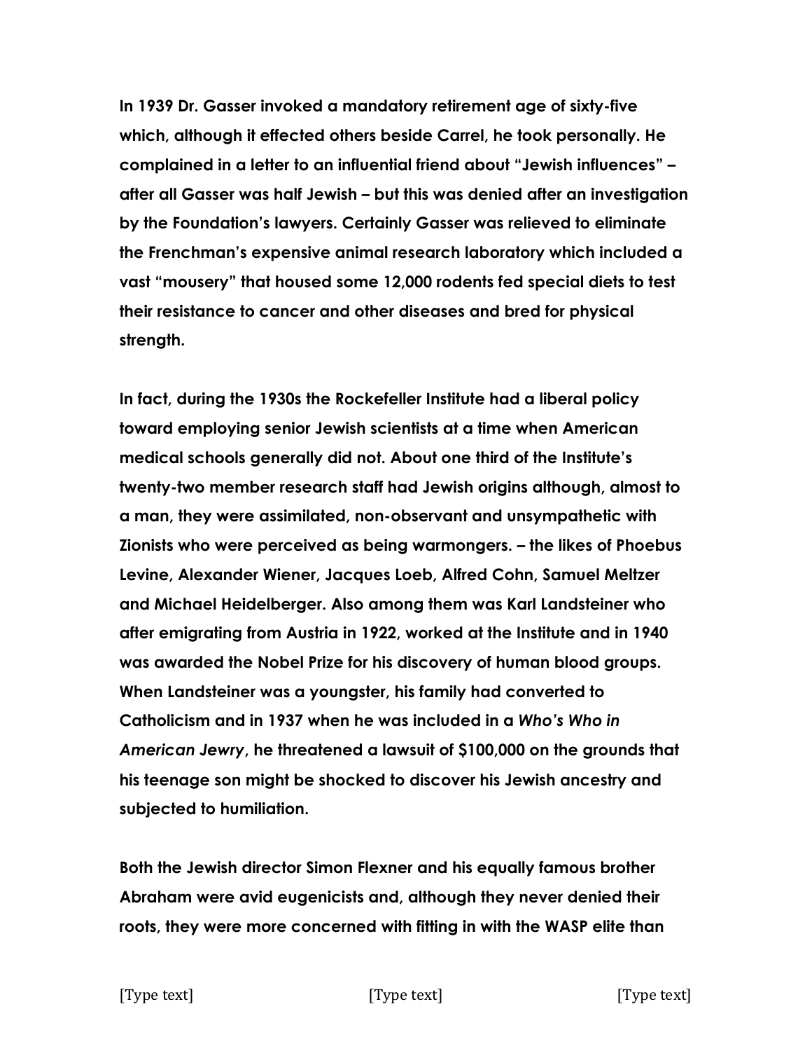**In 1939 Dr. Gasser invoked a mandatory retirement age of sixty-five which, although it effected others beside Carrel, he took personally. He complained in a letter to an influential friend about "Jewish influences" – after all Gasser was half Jewish – but this was denied after an investigation by the Foundation's lawyers. Certainly Gasser was relieved to eliminate the Frenchman's expensive animal research laboratory which included a vast "mousery" that housed some 12,000 rodents fed special diets to test their resistance to cancer and other diseases and bred for physical strength.**

**In fact, during the 1930s the Rockefeller Institute had a liberal policy toward employing senior Jewish scientists at a time when American medical schools generally did not. About one third of the Institute's twenty-two member research staff had Jewish origins although, almost to a man, they were assimilated, non-observant and unsympathetic with Zionists who were perceived as being warmongers. – the likes of Phoebus Levine, Alexander Wiener, Jacques Loeb, Alfred Cohn, Samuel Meltzer and Michael Heidelberger. Also among them was Karl Landsteiner who after emigrating from Austria in 1922, worked at the Institute and in 1940 was awarded the Nobel Prize for his discovery of human blood groups. When Landsteiner was a youngster, his family had converted to Catholicism and in 1937 when he was included in a *Who's Who in American Jewry*, he threatened a lawsuit of $100,000 on the grounds that his teenage son might be shocked to discover his Jewish ancestry and subjected to humiliation.**

**Both the Jewish director Simon Flexner and his equally famous brother Abraham were avid eugenicists and, although they never denied their roots, they were more concerned with fitting in with the WASP elite than**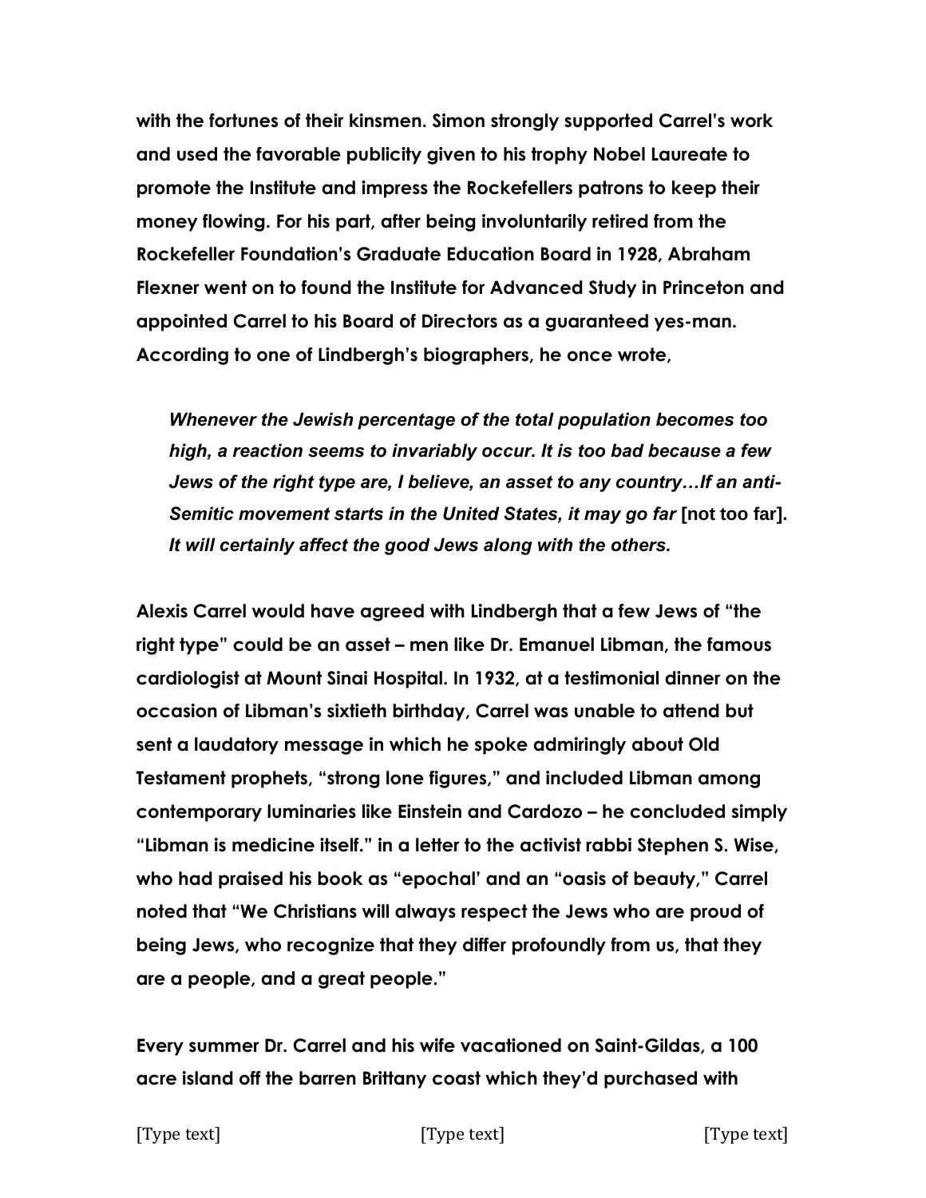**with the fortunes of their kinsmen. Simon strongly supported Carrel's work and used the favorable publicity given to his trophy Nobel Laureate to promote the Institute and impress the Rockefellers patrons to keep their money flowing. For his part, after being involuntarily retired from the Rockefeller Foundation's Graduate Education Board in 1928, Abraham Flexner went on to found the Institute for Advanced Study in Princeton and appointed Carrel to his Board of Directors as a guaranteed yes-man. According to one of Lindbergh's biographers, he once wrote,**

> ***Whenever the Jewish percentage of the total population becomes too high, a reaction seems to invariably occur. It is too bad because a few Jews of the right type are, I believe, an asset to any country…If an anti-Semitic movement starts in the United States, it may go far*** **[not too far].** ***It will certainly affect the good Jews along with the others.***

**Alexis Carrel would have agreed with Lindbergh that a few Jews of "the right type" could be an asset – men like Dr. Emanuel Libman, the famous cardiologist at Mount Sinai Hospital. In 1932, at a testimonial dinner on the occasion of Libman's sixtieth birthday, Carrel was unable to attend but sent a laudatory message in which he spoke admiringly about Old Testament prophets, "strong lone figures," and included Libman among contemporary luminaries like Einstein and Cardozo – he concluded simply "Libman is medicine itself." in a letter to the activist rabbi Stephen S. Wise, who had praised his book as "epochal' and an "oasis of beauty," Carrel noted that "We Christians will always respect the Jews who are proud of being Jews, who recognize that they differ profoundly from us, that they are a people, and a great people."**

**Every summer Dr. Carrel and his wife vacationed on Saint-Gildas, a 100 acre island off the barren Brittany coast which they'd purchased with**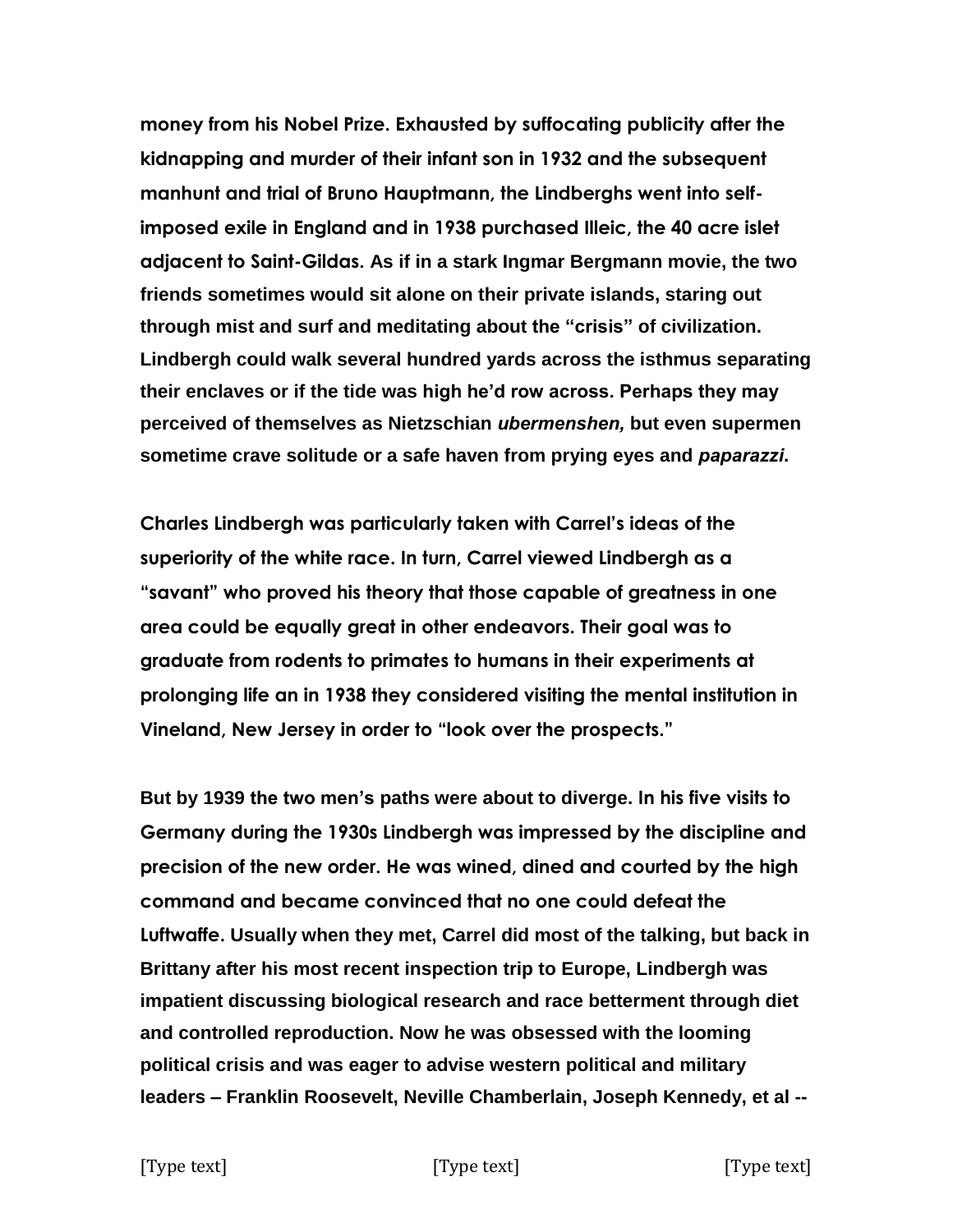**money from his Nobel Prize. Exhausted by suffocating publicity after the kidnapping and murder of their infant son in 1932 and the subsequent manhunt and trial of Bruno Hauptmann, the Lindberghs went into self-imposed exile in England and in 1938 purchased Illeic, the 40 acre islet adjacent to Saint-Gildas. As if in a stark Ingmar Bergmann movie, the two friends sometimes would sit alone on their private islands, staring out through mist and surf and meditating about the "crisis" of civilization. Lindbergh could walk several hundred yards across the isthmus separating their enclaves or if the tide was high he'd row across. Perhaps they may perceived of themselves as Nietzschian *ubermenshen,* but even supermen sometime crave solitude or a safe haven from prying eyes and *paparazzi*.**

**Charles Lindbergh was particularly taken with Carrel's ideas of the superiority of the white race. In turn, Carrel viewed Lindbergh as a "savant" who proved his theory that those capable of greatness in one area could be equally great in other endeavors. Their goal was to graduate from rodents to primates to humans in their experiments at prolonging life an in 1938 they considered visiting the mental institution in Vineland, New Jersey in order to "look over the prospects."**

**But by 1939 the two men's paths were about to diverge. In his five visits to Germany during the 1930s Lindbergh was impressed by the discipline and precision of the new order. He was wined, dined and courted by the high command and became convinced that no one could defeat the Luftwaffe. Usually when they met, Carrel did most of the talking, but back in Brittany after his most recent inspection trip to Europe, Lindbergh was impatient discussing biological research and race betterment through diet and controlled reproduction. Now he was obsessed with the looming political crisis and was eager to advise western political and military leaders – Franklin Roosevelt, Neville Chamberlain, Joseph Kennedy, et al --**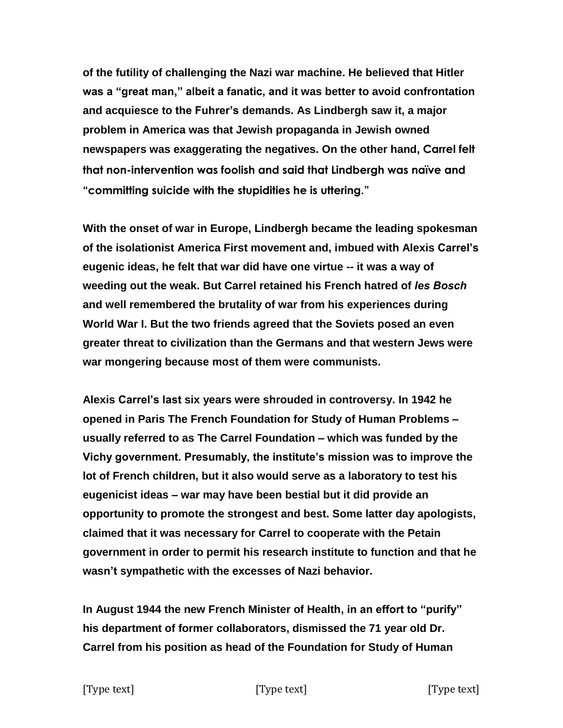**of the futility of challenging the Nazi war machine. He believed that Hitler was a “great man,” albeit a fanatic, and it was better to avoid confrontation and acquiesce to the Fuhrer’s demands. As Lindbergh saw it, a major problem in America was that Jewish propaganda in Jewish owned newspapers was exaggerating the negatives. On the other hand, Carrel felt that non-intervention was foolish and said that Lindbergh was naïve and “committing suicide with the stupidities he is uttering.”**

**With the onset of war in Europe, Lindbergh became the leading spokesman of the isolationist America First movement and, imbued with Alexis Carrel’s eugenic ideas, he felt that war did have one virtue -- it was a way of weeding out the weak. But Carrel retained his French hatred of *les Bosch* and well remembered the brutality of war from his experiences during World War I. But the two friends agreed that the Soviets posed an even greater threat to civilization than the Germans and that western Jews were war mongering because most of them were communists.**

**Alexis Carrel’s last six years were shrouded in controversy. In 1942 he opened in Paris The French Foundation for Study of Human Problems – usually referred to as The Carrel Foundation – which was funded by the Vichy government. Presumably, the institute’s mission was to improve the lot of French children, but it also would serve as a laboratory to test his eugenicist ideas – war may have been bestial but it did provide an opportunity to promote the strongest and best. Some latter day apologists, claimed that it was necessary for Carrel to cooperate with the Petain government in order to permit his research institute to function and that he wasn’t sympathetic with the excesses of Nazi behavior.**

**In August 1944 the new French Minister of Health, in an effort to “purify” his department of former collaborators, dismissed the 71 year old Dr. Carrel from his position as head of the Foundation for Study of Human**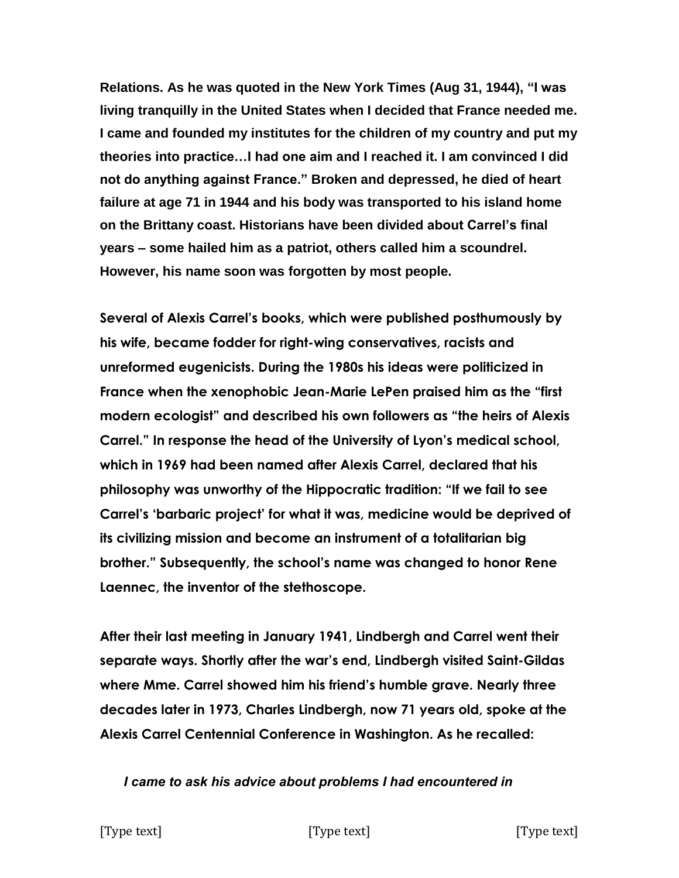**Relations. As he was quoted in the New York Times (Aug 31, 1944), "I was living tranquilly in the United States when I decided that France needed me. I came and founded my institutes for the children of my country and put my theories into practice…I had one aim and I reached it. I am convinced I did not do anything against France." Broken and depressed, he died of heart failure at age 71 in 1944 and his body was transported to his island home on the Brittany coast. Historians have been divided about Carrel's final years – some hailed him as a patriot, others called him a scoundrel. However, his name soon was forgotten by most people.**

**Several of Alexis Carrel's books, which were published posthumously by his wife, became fodder for right-wing conservatives, racists and unreformed eugenicists. During the 1980s his ideas were politicized in France when the xenophobic Jean-Marie LePen praised him as the "first modern ecologist" and described his own followers as "the heirs of Alexis Carrel." In response the head of the University of Lyon's medical school, which in 1969 had been named after Alexis Carrel, declared that his philosophy was unworthy of the Hippocratic tradition: "If we fail to see Carrel's 'barbaric project' for what it was, medicine would be deprived of its civilizing mission and become an instrument of a totalitarian big brother." Subsequently, the school's name was changed to honor Rene Laennec, the inventor of the stethoscope.**

**After their last meeting in January 1941, Lindbergh and Carrel went their separate ways. Shortly after the war's end, Lindbergh visited Saint-Gildas where Mme. Carrel showed him his friend's humble grave. Nearly three decades later in 1973, Charles Lindbergh, now 71 years old, spoke at the Alexis Carrel Centennial Conference in Washington. As he recalled:**

***I came to ask his advice about problems I had encountered in***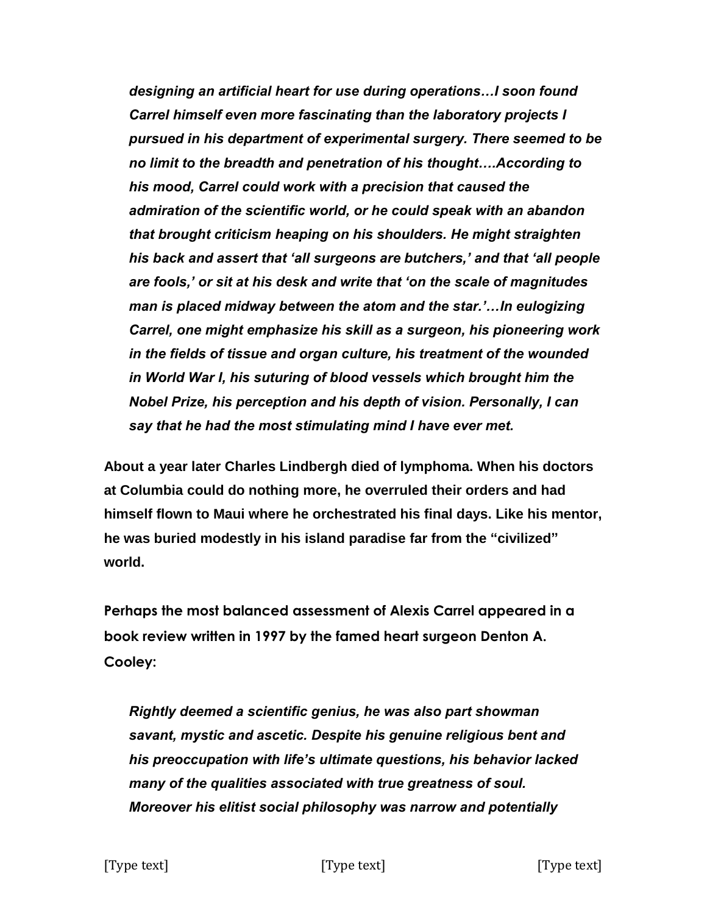> ***designing an artificial heart for use during operations…I soon found Carrel himself even more fascinating than the laboratory projects I pursued in his department of experimental surgery. There seemed to be no limit to the breadth and penetration of his thought….According to his mood, Carrel could work with a precision that caused the admiration of the scientific world, or he could speak with an abandon that brought criticism heaping on his shoulders. He might straighten his back and assert that 'all surgeons are butchers,' and that 'all people are fools,' or sit at his desk and write that 'on the scale of magnitudes man is placed midway between the atom and the star.'…In eulogizing Carrel, one might emphasize his skill as a surgeon, his pioneering work in the fields of tissue and organ culture, his treatment of the wounded in World War I, his suturing of blood vessels which brought him the Nobel Prize, his perception and his depth of vision. Personally, I can say that he had the most stimulating mind I have ever met.***

**About a year later Charles Lindbergh died of lymphoma. When his doctors at Columbia could do nothing more, he overruled their orders and had himself flown to Maui where he orchestrated his final days. Like his mentor, he was buried modestly in his island paradise far from the "civilized" world.**

**Perhaps the most balanced assessment of Alexis Carrel appeared in a book review written in 1997 by the famed heart surgeon Denton A. Cooley:**

> ***Rightly deemed a scientific genius, he was also part showman savant, mystic and ascetic. Despite his genuine religious bent and his preoccupation with life's ultimate questions, his behavior lacked many of the qualities associated with true greatness of soul. Moreover his elitist social philosophy was narrow and potentially***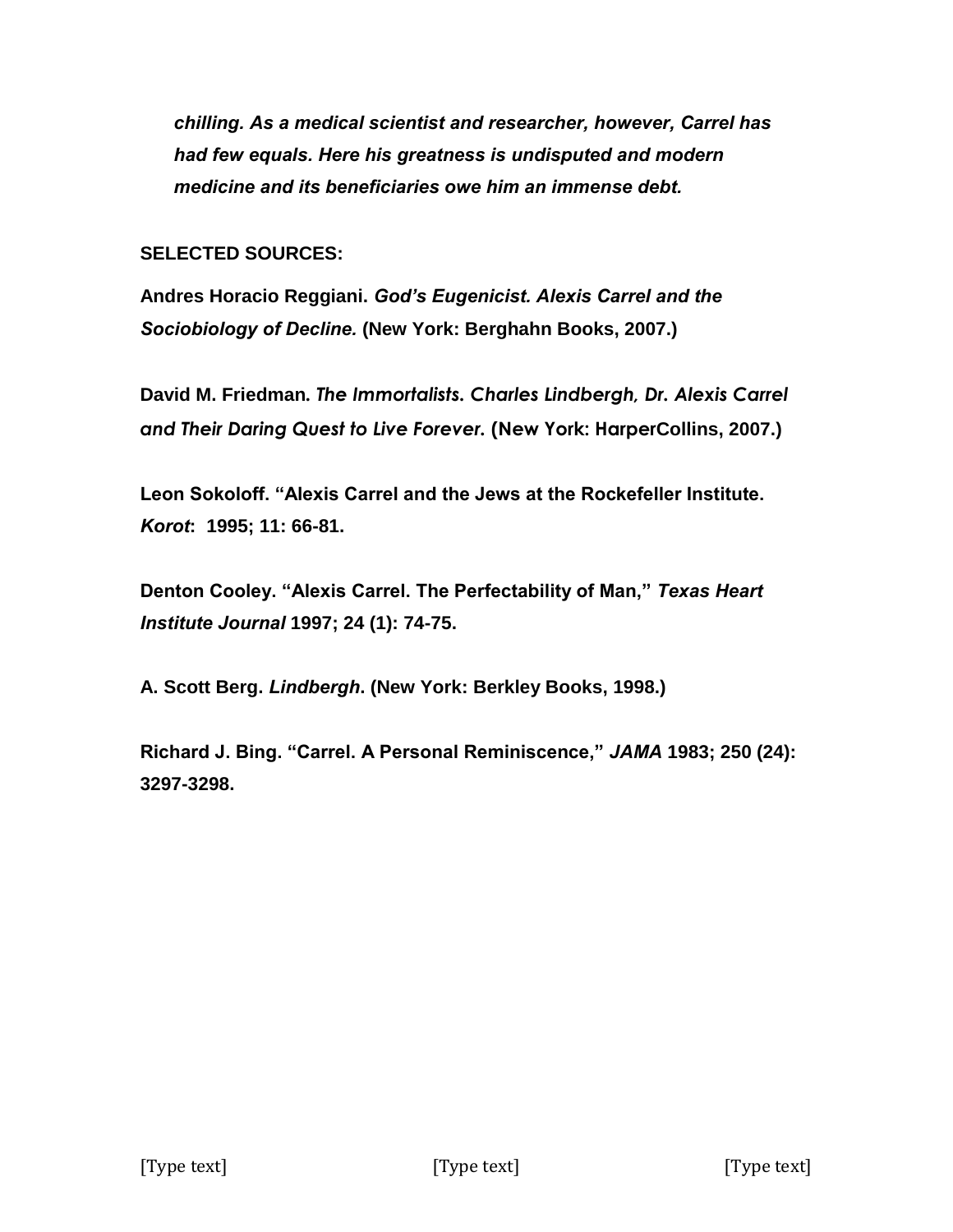***chilling. As a medical scientist and researcher, however, Carrel has had few equals. Here his greatness is undisputed and modern medicine and its beneficiaries owe him an immense debt.***

**SELECTED SOURCES:**

**Andres Horacio Reggiani. *God's Eugenicist. Alexis Carrel and the Sociobiology of Decline.* (New York: Berghahn Books, 2007.)**

**David M. Friedman. *The Immortalists. Charles Lindbergh, Dr. Alexis Carrel and Their Daring Quest to Live Forever.* (New York: HarperCollins, 2007.)**

**Leon Sokoloff. "Alexis Carrel and the Jews at the Rockefeller Institute. *Korot*: 1995; 11: 66-81.**

**Denton Cooley. "Alexis Carrel. The Perfectability of Man," *Texas Heart Institute Journal* 1997; 24 (1): 74-75.**

**A. Scott Berg. *Lindbergh*. (New York: Berkley Books, 1998.)**

**Richard J. Bing. "Carrel. A Personal Reminiscence," *JAMA* 1983; 250 (24): 3297-3298.**